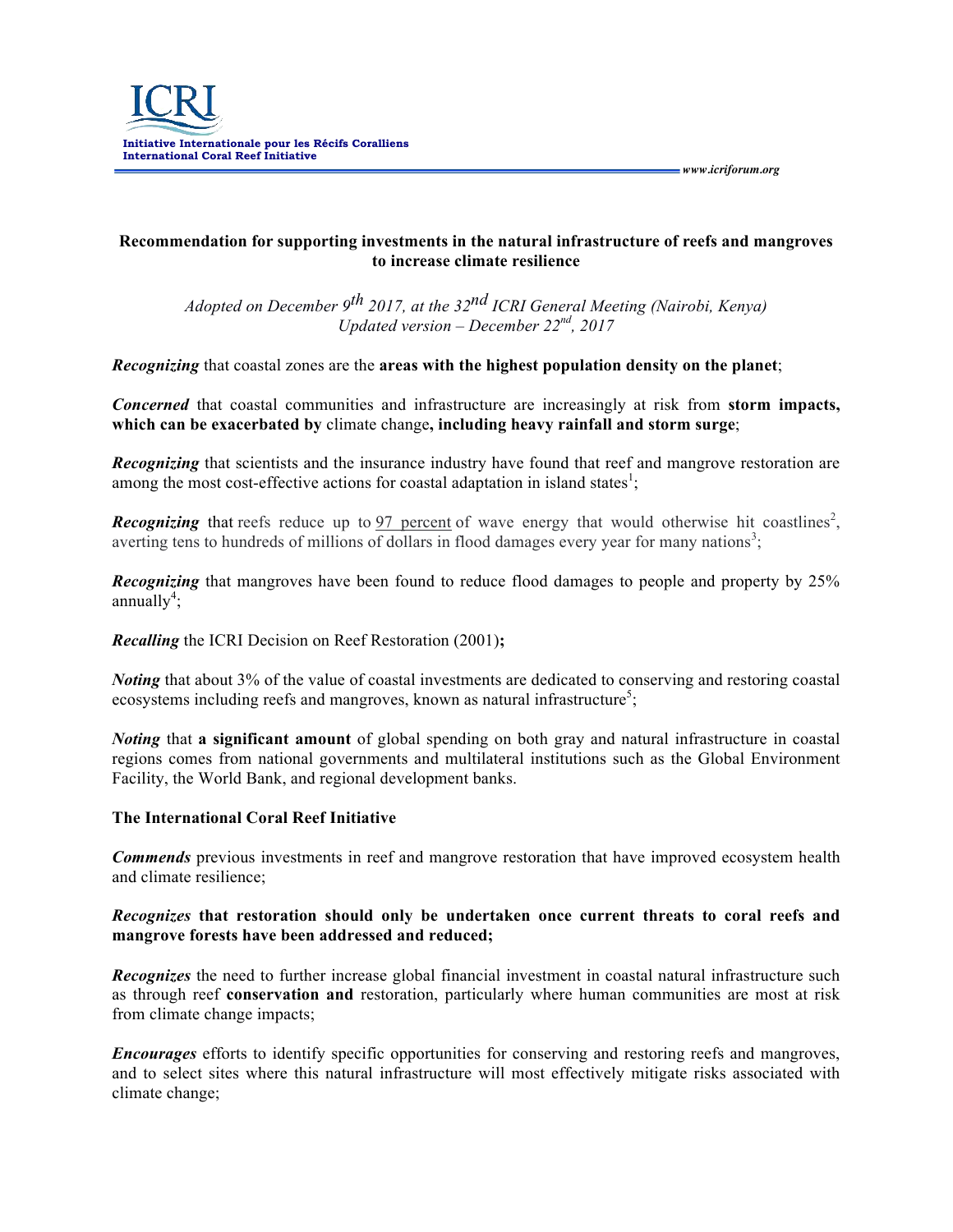ICRI

Initiative Internationale pour les Récifs Coralliens
International Coral Reef Initiative

www.icriforum.org

**Recommendation for supporting investments in the natural infrastructure of reefs and mangroves to increase climate resilience**

*Adopted on December 9th 2017, at the 32nd ICRI General Meeting (Nairobi, Kenya)*
*Updated version – December 22nd, 2017*

***Recognizing*** that coastal zones are the **areas with the highest population density on the planet**;

***Concerned*** that coastal communities and infrastructure are increasingly at risk from **storm impacts, which can be exacerbated by** climate change**, including heavy rainfall and storm surge**;

***Recognizing*** that scientists and the insurance industry have found that reef and mangrove restoration are among the most cost-effective actions for coastal adaptation in island states[1];

***Recognizing*** that reefs reduce up to 97 percent of wave energy that would otherwise hit coastlines[2], averting tens to hundreds of millions of dollars in flood damages every year for many nations[3];

***Recognizing*** that mangroves have been found to reduce flood damages to people and property by 25% annually[4];

***Recalling*** the ICRI Decision on Reef Restoration (2001)**;**

***Noting*** that about 3% of the value of coastal investments are dedicated to conserving and restoring coastal ecosystems including reefs and mangroves, known as natural infrastructure[5];

***Noting*** that **a significant amount** of global spending on both gray and natural infrastructure in coastal regions comes from national governments and multilateral institutions such as the Global Environment Facility, the World Bank, and regional development banks.

**The International Coral Reef Initiative**

***Commends*** previous investments in reef and mangrove restoration that have improved ecosystem health and climate resilience;

***Recognizes* that restoration should only be undertaken once current threats to coral reefs and mangrove forests have been addressed and reduced;**

***Recognizes*** the need to further increase global financial investment in coastal natural infrastructure such as through reef **conservation and** restoration, particularly where human communities are most at risk from climate change impacts;

***Encourages*** efforts to identify specific opportunities for conserving and restoring reefs and mangroves, and to select sites where this natural infrastructure will most effectively mitigate risks associated with climate change;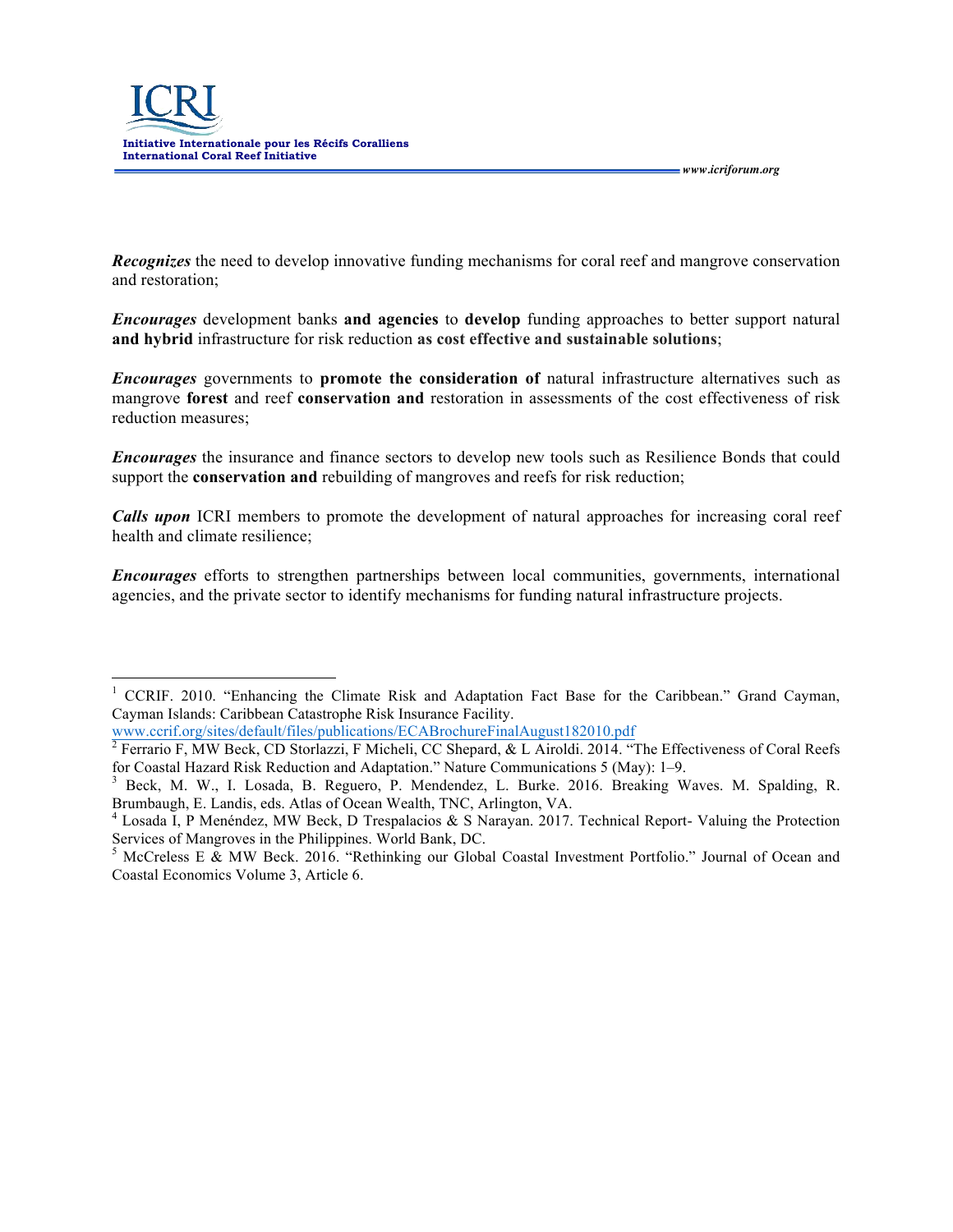***Recognizes*** the need to develop innovative funding mechanisms for coral reef and mangrove conservation and restoration;

***Encourages*** development banks **and agencies** to **develop** funding approaches to better support natural **and hybrid** infrastructure for risk reduction **as cost effective and sustainable solutions**;

***Encourages*** governments to **promote the consideration of** natural infrastructure alternatives such as mangrove **forest** and reef **conservation and** restoration in assessments of the cost effectiveness of risk reduction measures;

***Encourages*** the insurance and finance sectors to develop new tools such as Resilience Bonds that could support the **conservation and** rebuilding of mangroves and reefs for risk reduction;

***Calls upon*** ICRI members to promote the development of natural approaches for increasing coral reef health and climate resilience;

***Encourages*** efforts to strengthen partnerships between local communities, governments, international agencies, and the private sector to identify mechanisms for funding natural infrastructure projects.

---

[1] CCRIF. 2010. "Enhancing the Climate Risk and Adaptation Fact Base for the Caribbean." Grand Cayman, Cayman Islands: Caribbean Catastrophe Risk Insurance Facility. www.ccrif.org/sites/default/files/publications/ECABrochureFinalAugust182010.pdf

[2] Ferrario F, MW Beck, CD Storlazzi, F Micheli, CC Shepard, & L Airoldi. 2014. "The Effectiveness of Coral Reefs for Coastal Hazard Risk Reduction and Adaptation." Nature Communications 5 (May): 1–9.

[3] Beck, M. W., I. Losada, B. Reguero, P. Mendendez, L. Burke. 2016. Breaking Waves. M. Spalding, R. Brumbaugh, E. Landis, eds. Atlas of Ocean Wealth, TNC, Arlington, VA.

[4] Losada I, P Menéndez, MW Beck, D Trespalacios & S Narayan. 2017. Technical Report- Valuing the Protection Services of Mangroves in the Philippines. World Bank, DC.

[5] McCreless E & MW Beck. 2016. "Rethinking our Global Coastal Investment Portfolio." Journal of Ocean and Coastal Economics Volume 3, Article 6.